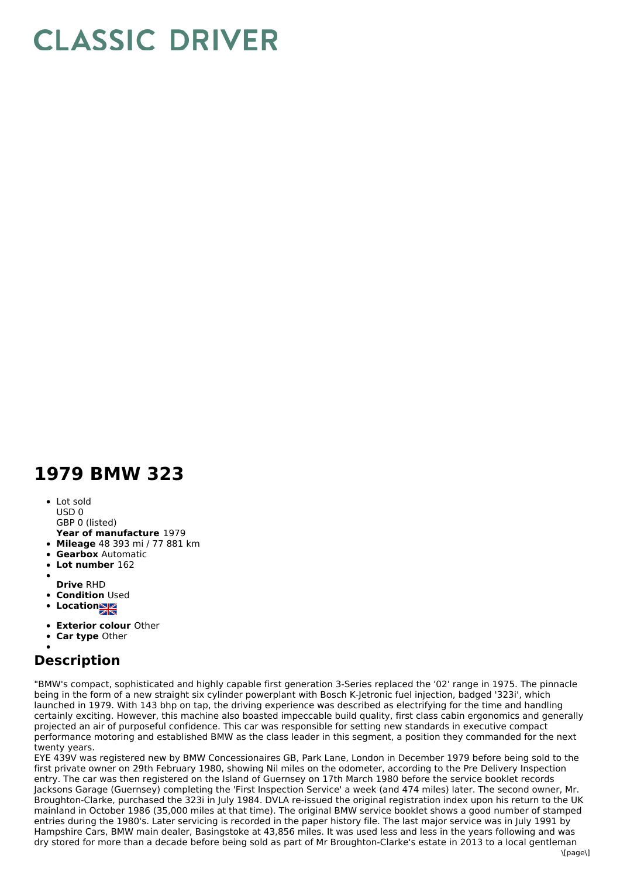# CLASSIC DRIVER

## 1979 BMW 323

- Lot sold
  USD 0
  GBP 0 (listed)
  **Year of manufacture** 1979
- **Mileage** 48 393 mi / 77 881 km
- **Gearbox** Automatic
- **Lot number** 162
- 
  **Drive** RHD
- **Condition** Used
- **Location**
- **Exterior colour** Other
- **Car type** Other
- 

## Description

"BMW's compact, sophisticated and highly capable first generation 3-Series replaced the '02' range in 1975. The pinnacle being in the form of a new straight six cylinder powerplant with Bosch K-Jetronic fuel injection, badged '323i', which launched in 1979. With 143 bhp on tap, the driving experience was described as electrifying for the time and handling certainly exciting. However, this machine also boasted impeccable build quality, first class cabin ergonomics and generally projected an air of purposeful confidence. This car was responsible for setting new standards in executive compact performance motoring and established BMW as the class leader in this segment, a position they commanded for the next twenty years.

EYE 439V was registered new by BMW Concessionaires GB, Park Lane, London in December 1979 before being sold to the first private owner on 29th February 1980, showing Nil miles on the odometer, according to the Pre Delivery Inspection entry. The car was then registered on the Island of Guernsey on 17th March 1980 before the service booklet records Jacksons Garage (Guernsey) completing the 'First Inspection Service' a week (and 474 miles) later. The second owner, Mr. Broughton-Clarke, purchased the 323i in July 1984. DVLA re-issued the original registration index upon his return to the UK mainland in October 1986 (35,000 miles at that time). The original BMW service booklet shows a good number of stamped entries during the 1980's. Later servicing is recorded in the paper history file. The last major service was in July 1991 by Hampshire Cars, BMW main dealer, Basingstoke at 43,856 miles. It was used less and less in the years following and was dry stored for more than a decade before being sold as part of Mr Broughton-Clarke's estate in 2013 to a local gentleman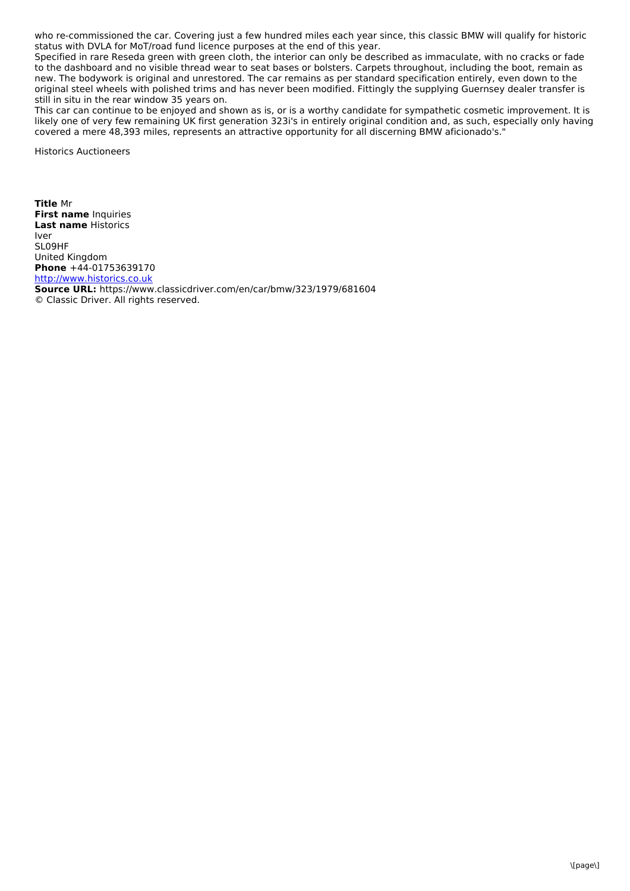who re-commissioned the car. Covering just a few hundred miles each year since, this classic BMW will qualify for historic status with DVLA for MoT/road fund licence purposes at the end of this year.
Specified in rare Reseda green with green cloth, the interior can only be described as immaculate, with no cracks or fade to the dashboard and no visible thread wear to seat bases or bolsters. Carpets throughout, including the boot, remain as new. The bodywork is original and unrestored. The car remains as per standard specification entirely, even down to the original steel wheels with polished trims and has never been modified. Fittingly the supplying Guernsey dealer transfer is still in situ in the rear window 35 years on.
This car can continue to be enjoyed and shown as is, or is a worthy candidate for sympathetic cosmetic improvement. It is likely one of very few remaining UK first generation 323i's in entirely original condition and, as such, especially only having covered a mere 48,393 miles, represents an attractive opportunity for all discerning BMW aficionado's."

Historics Auctioneers

**Title** Mr
**First name** Inquiries
**Last name** Historics
Iver
SL09HF
United Kingdom
**Phone** +44-01753639170
http://www.historics.co.uk
**Source URL:** https://www.classicdriver.com/en/car/bmw/323/1979/681604
© Classic Driver. All rights reserved.